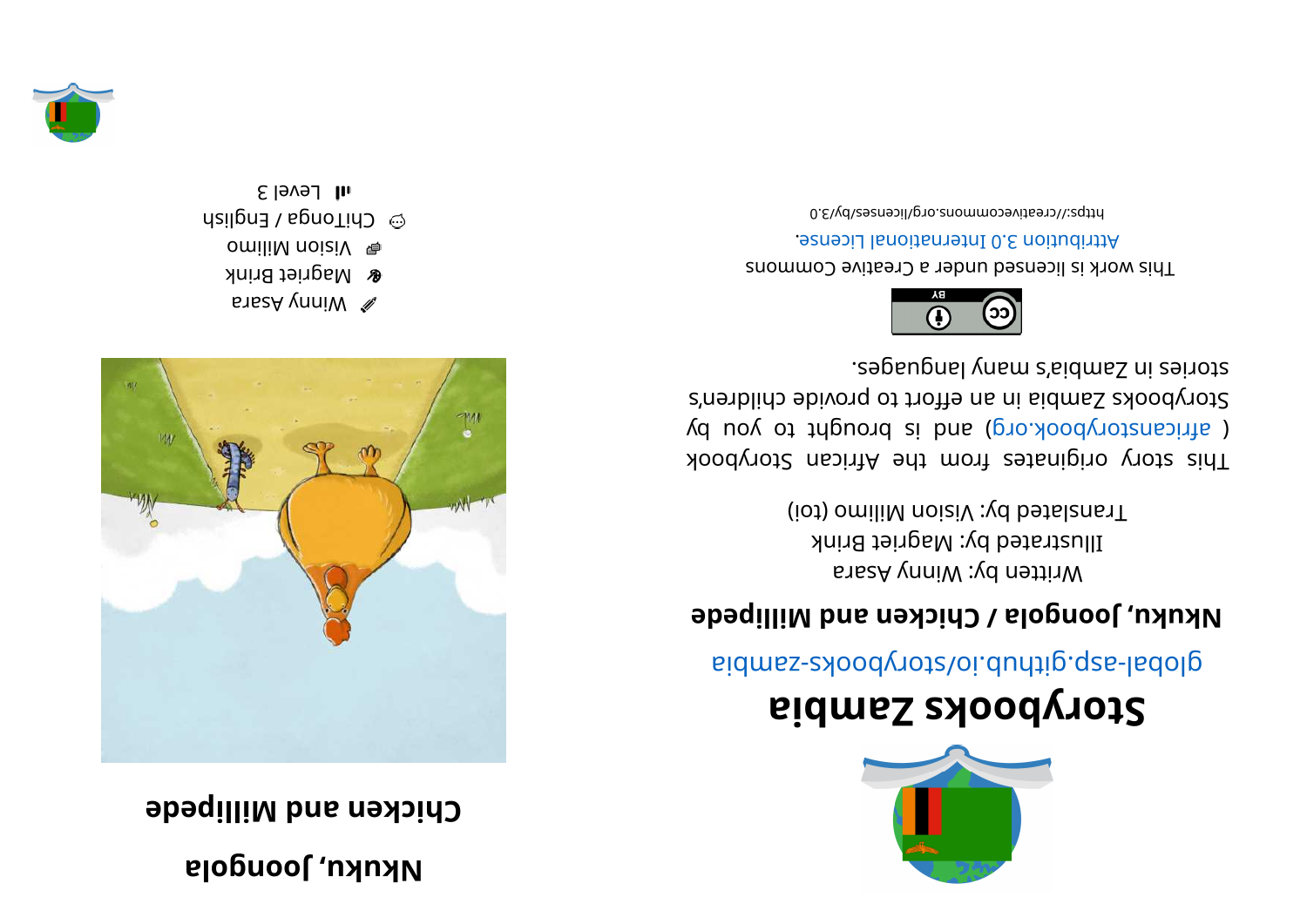# Storybooks Zambia

global-asp.github.io/storybooks-zambia

**Nkuku, Joongola / Chicken and Millipede**

Written by: Winny Asara

Illustrated by: Magriet Brink

Translated by: Vision Milimo (toi)

This story originates from the African Storybook ( africanstorybook.org ) and is brought to you by Storybooks Zambia in an effort to provide children's stories in Zambia's many languages.

This work is licensed under a Creative Commons Attribution 3.0 International License.

https://creativecommons.org/licenses/by/3.0

# Nkuku, Joongola

## Chicken and Millipede

Winny Asara

Magriet Brink

Vision Milimo

ChiTonga / English

Level 3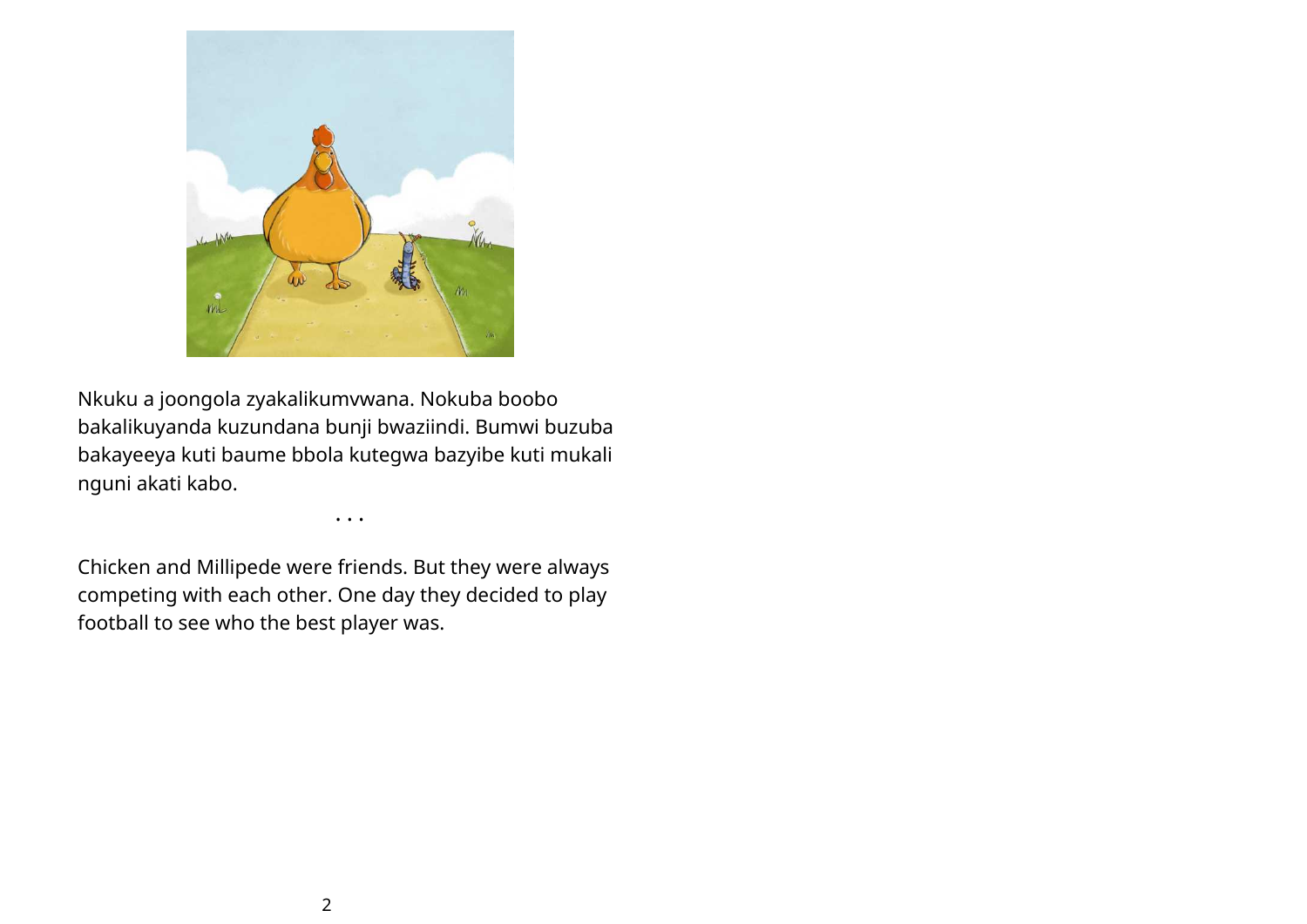Nkuku a joongola zyakalikumvwana. Nokuba boobo bakalikuyanda kuzundana bunji bwaziindi. Bumwi buzuba bakayeeya kuti baume bbola kutegwa bazyibe kuti mukali nguni akati kabo.

. . .

Chicken and Millipede were friends. But they were always competing with each other. One day they decided to play football to see who the best player was.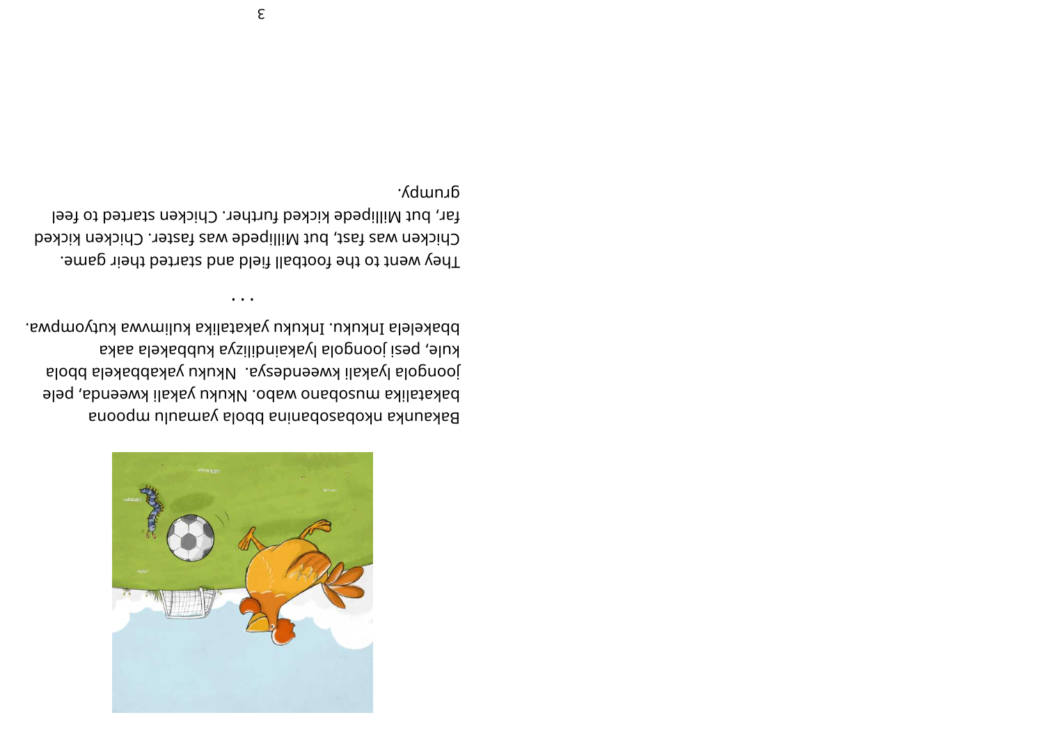Bakaunka nkobasobanina bbola yamaulu mpoona bakatalika musobano wabo. Nkuku yakali kweenda, pele joongola lyakali kweendesya.  Nkuku yakabbakela bbola kule, pesi joongola lyakaindiliizya kubbakela aaka bbakelela Inkuku. Inkuku yakatalika kulimvwa kutyompwa.

. . .

They went to the football field and started their game. Chicken was fast, but Millipede was faster. Chicken kicked far, but Millipede kicked further. Chicken started to feel grumpy.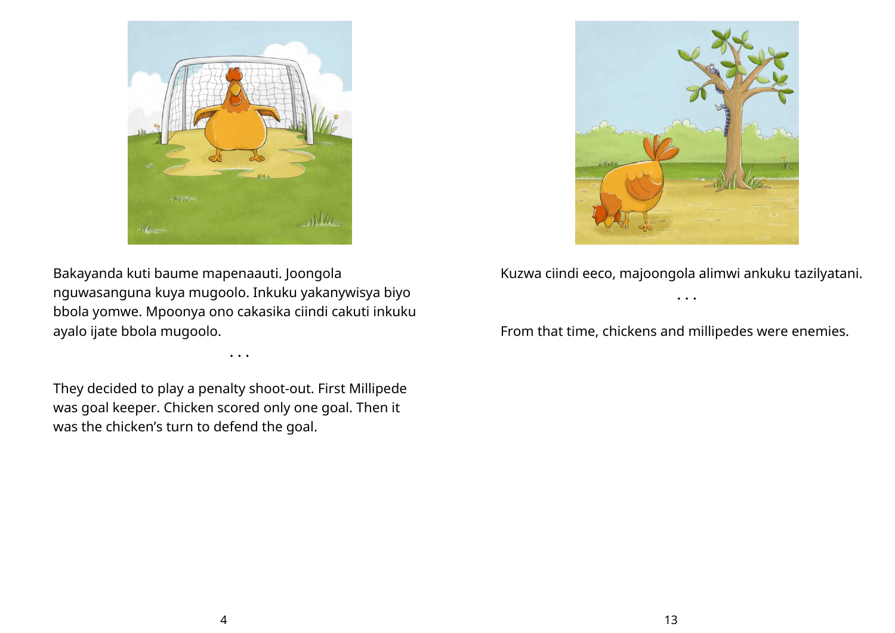Bakayanda kuti baume mapenaauti. Joongola nguwasanguna kuya mugoolo. Inkuku yakanywisya biyo bbola yomwe. Mpoonya ono cakasika ciindi cakuti inkuku ayalo ijate bbola mugoolo.

. . .

They decided to play a penalty shoot-out. First Millipede was goal keeper. Chicken scored only one goal. Then it was the chicken's turn to defend the goal.

Kuzwa ciindi eeco, majoongola alimwi ankuku tazilyatani.

. . .

From that time, chickens and millipedes were enemies.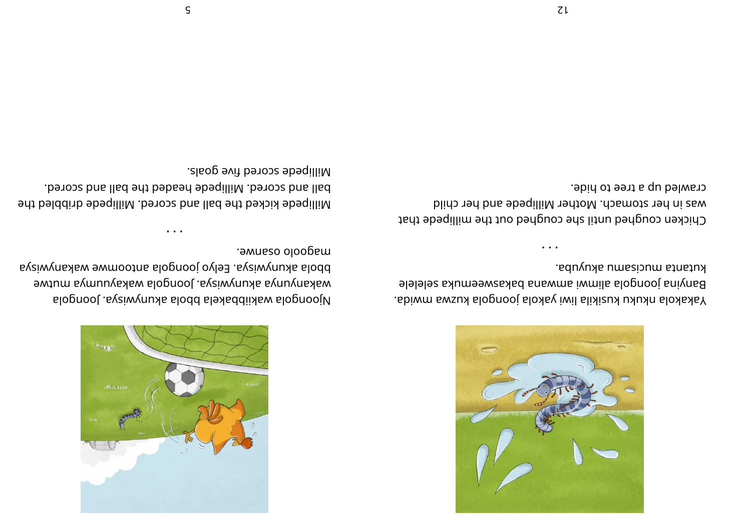Njoongola wakiibbakela bbola akunywisya. Joongola wakanyunya akunywisya. Joongola wakayuumya mutwe bbola akunywisya. Eelyo joongola antoomwe wakanywisya magoolo osanwe.

. . .

Millipede kicked the ball and scored. Millipede dribbled the ball and scored. Millipede headed the ball and scored. Millipede scored five goals.

Yakakola nkuku kusikila liwi yakola joongola kuzwa mwida. Banyina joongola alimwi amwana bakasweemuka selele kutanta mucisamu akuyuba.

. . .

Chicken coughed until she coughed out the millipede that was in her stomach. Mother Millipede and her child crawled up a tree to hide.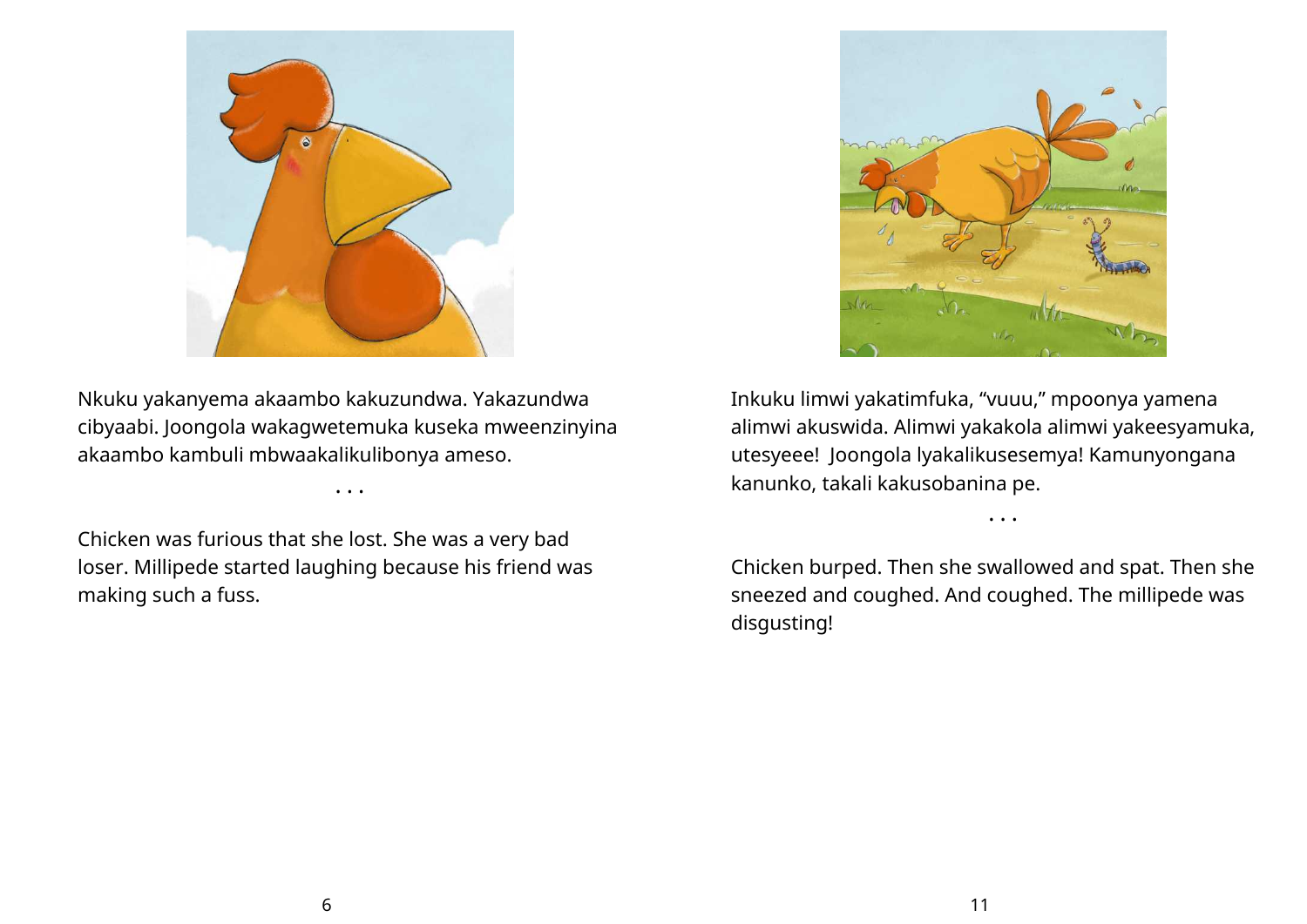Nkuku yakanyema akaambo kakuzundwa. Yakazundwa cibyaabi. Joongola wakagwetemuka kuseka mweenzinyina akaambo kambuli mbwaakalikulibonya ameso.

. . .

Chicken was furious that she lost. She was a very bad loser. Millipede started laughing because his friend was making such a fuss.

Inkuku limwi yakatimfuka, "vuuu," mpoonya yamena alimwi akuswida. Alimwi yakakola alimwi yakeesyamuka, utesyeee!  Joongola lyakalikusesemya! Kamunyongana kanunko, takali kakusobanina pe.

. . .

Chicken burped. Then she swallowed and spat. Then she sneezed and coughed. And coughed. The millipede was disgusting!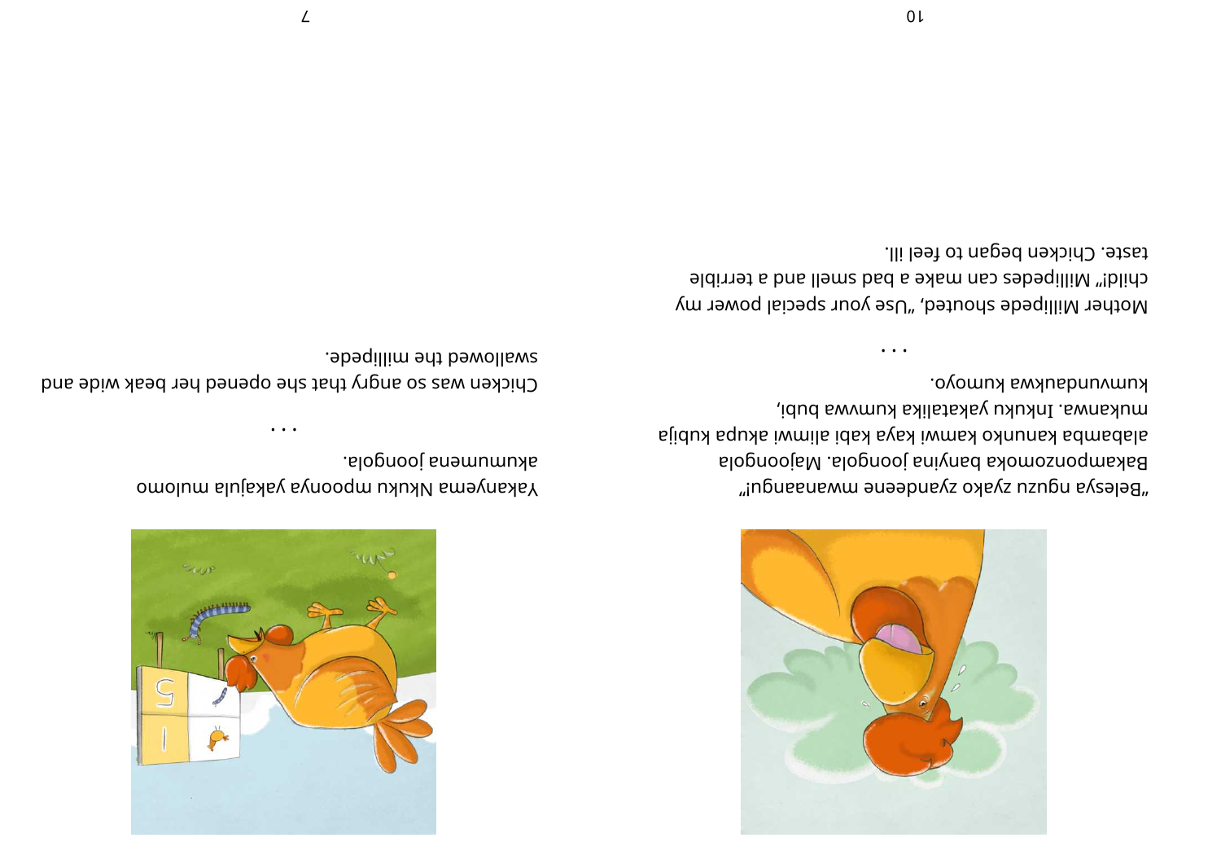"Belesya nguzu zyako zyandeene mwanaangu!" Bakamponzomoka banyina joongola. Majoongola alabamba kanunko kamwi kaya kabi alimwi akupa kubija mukanwa. Inkuku yakatalika kumvwa bubi, kumvundaukwa kumoyo.

...

Mother Millipede shouted, "Use your special power my child!" Millipedes can make a bad smell and a terrible taste. Chicken began to feel ill.

Yakanyema Nkuku mpoonya yakajula mulomo akumumena joongola.

...

Chicken was so angry that she opened her beak wide and swallowed the millipede.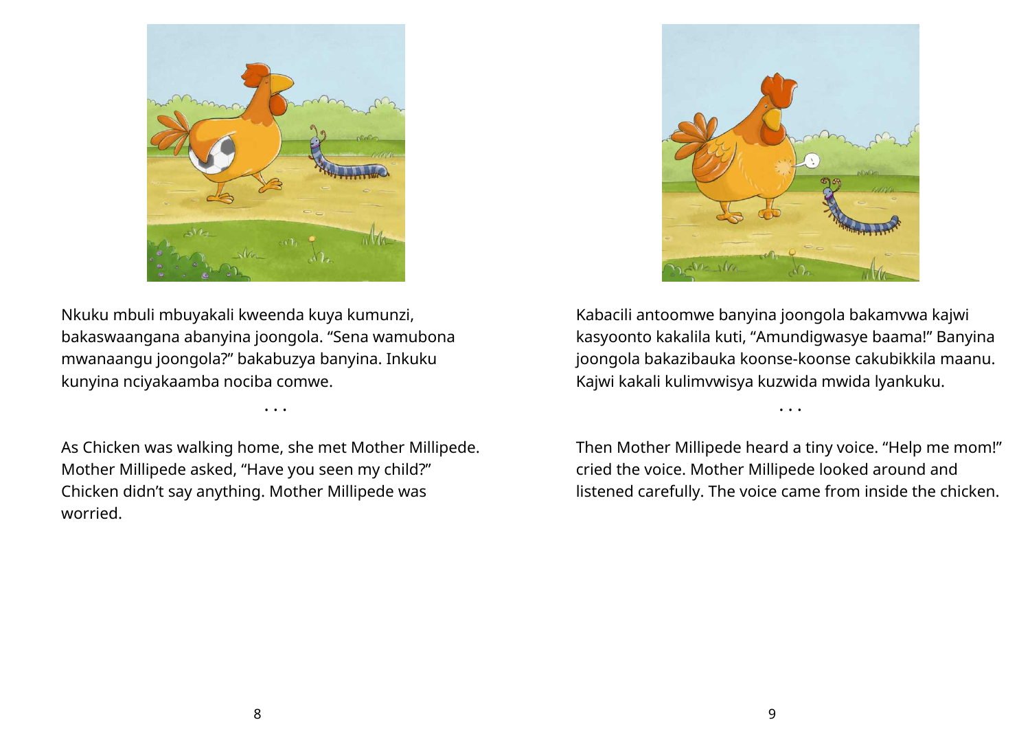Nkuku mbuli mbuyakali kweenda kuya kumunzi, bakaswaangana abanyina joongola. “Sena wamubona mwanaangu joongola?” bakabuzya banyina. Inkuku kunyina nciyakaamba nociba comwe.

. . .

As Chicken was walking home, she met Mother Millipede. Mother Millipede asked, “Have you seen my child?” Chicken didn’t say anything. Mother Millipede was worried.

Kabacili antoomwe banyina joongola bakamvwa kajwi kasyoonto kakalila kuti, “Amundigwasye baama!” Banyina joongola bakazibauka koonse-koonse cakubikkila maanu. Kajwi kakali kulimvwisya kuzwida mwida lyankuku.

. . .

Then Mother Millipede heard a tiny voice. “Help me mom!” cried the voice. Mother Millipede looked around and listened carefully. The voice came from inside the chicken.